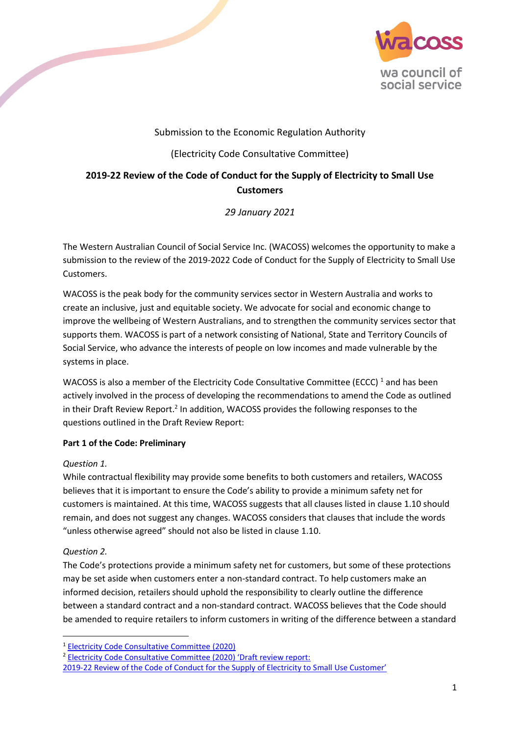Submission to the Economic Regulation Authority

(Electricity Code Consultative Committee)

**2019-22 Review of the Code of Conduct for the Supply of Electricity to Small Use Customers**

*29 January 2021*

The Western Australian Council of Social Service Inc. (WACOSS) welcomes the opportunity to make a submission to the review of the 2019-2022 Code of Conduct for the Supply of Electricity to Small Use Customers.

WACOSS is the peak body for the community services sector in Western Australia and works to create an inclusive, just and equitable society. We advocate for social and economic change to improve the wellbeing of Western Australians, and to strengthen the community services sector that supports them. WACOSS is part of a network consisting of National, State and Territory Councils of Social Service, who advance the interests of people on low incomes and made vulnerable by the systems in place.

WACOSS is also a member of the Electricity Code Consultative Committee (ECCC) [1] and has been actively involved in the process of developing the recommendations to amend the Code as outlined in their Draft Review Report.[2] In addition, WACOSS provides the following responses to the questions outlined in the Draft Review Report:

**Part 1 of the Code: Preliminary**

*Question 1.*
While contractual flexibility may provide some benefits to both customers and retailers, WACOSS believes that it is important to ensure the Code's ability to provide a minimum safety net for customers is maintained. At this time, WACOSS suggests that all clauses listed in clause 1.10 should remain, and does not suggest any changes. WACOSS considers that clauses that include the words "unless otherwise agreed" should not also be listed in clause 1.10.

*Question 2.*
The Code's protections provide a minimum safety net for customers, but some of these protections may be set aside when customers enter a non-standard contract. To help customers make an informed decision, retailers should uphold the responsibility to clearly outline the difference between a standard contract and a non-standard contract. WACOSS believes that the Code should be amended to require retailers to inform customers in writing of the difference between a standard

[1] Electricity Code Consultative Committee (2020)

[2] Electricity Code Consultative Committee (2020) 'Draft review report: 2019-22 Review of the Code of Conduct for the Supply of Electricity to Small Use Customer'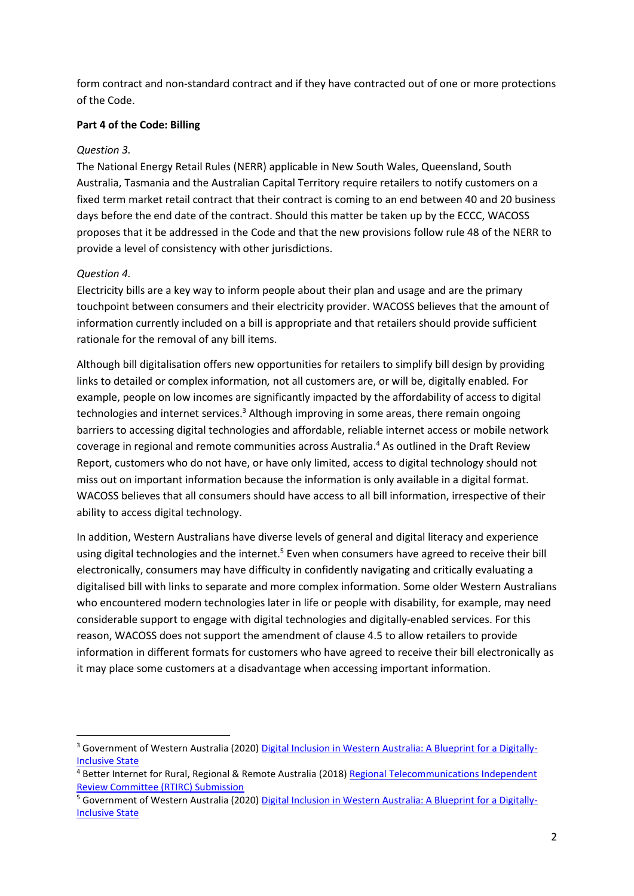form contract and non-standard contract and if they have contracted out of one or more protections of the Code.

**Part 4 of the Code: Billing**

*Question 3.*

The National Energy Retail Rules (NERR) applicable in New South Wales, Queensland, South Australia, Tasmania and the Australian Capital Territory require retailers to notify customers on a fixed term market retail contract that their contract is coming to an end between 40 and 20 business days before the end date of the contract. Should this matter be taken up by the ECCC, WACOSS proposes that it be addressed in the Code and that the new provisions follow rule 48 of the NERR to provide a level of consistency with other jurisdictions.

*Question 4.*

Electricity bills are a key way to inform people about their plan and usage and are the primary touchpoint between consumers and their electricity provider. WACOSS believes that the amount of information currently included on a bill is appropriate and that retailers should provide sufficient rationale for the removal of any bill items.

Although bill digitalisation offers new opportunities for retailers to simplify bill design by providing links to detailed or complex information, not all customers are, or will be, digitally enabled. For example, people on low incomes are significantly impacted by the affordability of access to digital technologies and internet services.[3] Although improving in some areas, there remain ongoing barriers to accessing digital technologies and affordable, reliable internet access or mobile network coverage in regional and remote communities across Australia.[4] As outlined in the Draft Review Report, customers who do not have, or have only limited, access to digital technology should not miss out on important information because the information is only available in a digital format. WACOSS believes that all consumers should have access to all bill information, irrespective of their ability to access digital technology.

In addition, Western Australians have diverse levels of general and digital literacy and experience using digital technologies and the internet.[5] Even when consumers have agreed to receive their bill electronically, consumers may have difficulty in confidently navigating and critically evaluating a digitalised bill with links to separate and more complex information. Some older Western Australians who encountered modern technologies later in life or people with disability, for example, may need considerable support to engage with digital technologies and digitally-enabled services. For this reason, WACOSS does not support the amendment of clause 4.5 to allow retailers to provide information in different formats for customers who have agreed to receive their bill electronically as it may place some customers at a disadvantage when accessing important information.

---

[3] Government of Western Australia (2020) Digital Inclusion in Western Australia: A Blueprint for a Digitally-Inclusive State

[4] Better Internet for Rural, Regional & Remote Australia (2018) Regional Telecommunications Independent Review Committee (RTIRC) Submission

[5] Government of Western Australia (2020) Digital Inclusion in Western Australia: A Blueprint for a Digitally-Inclusive State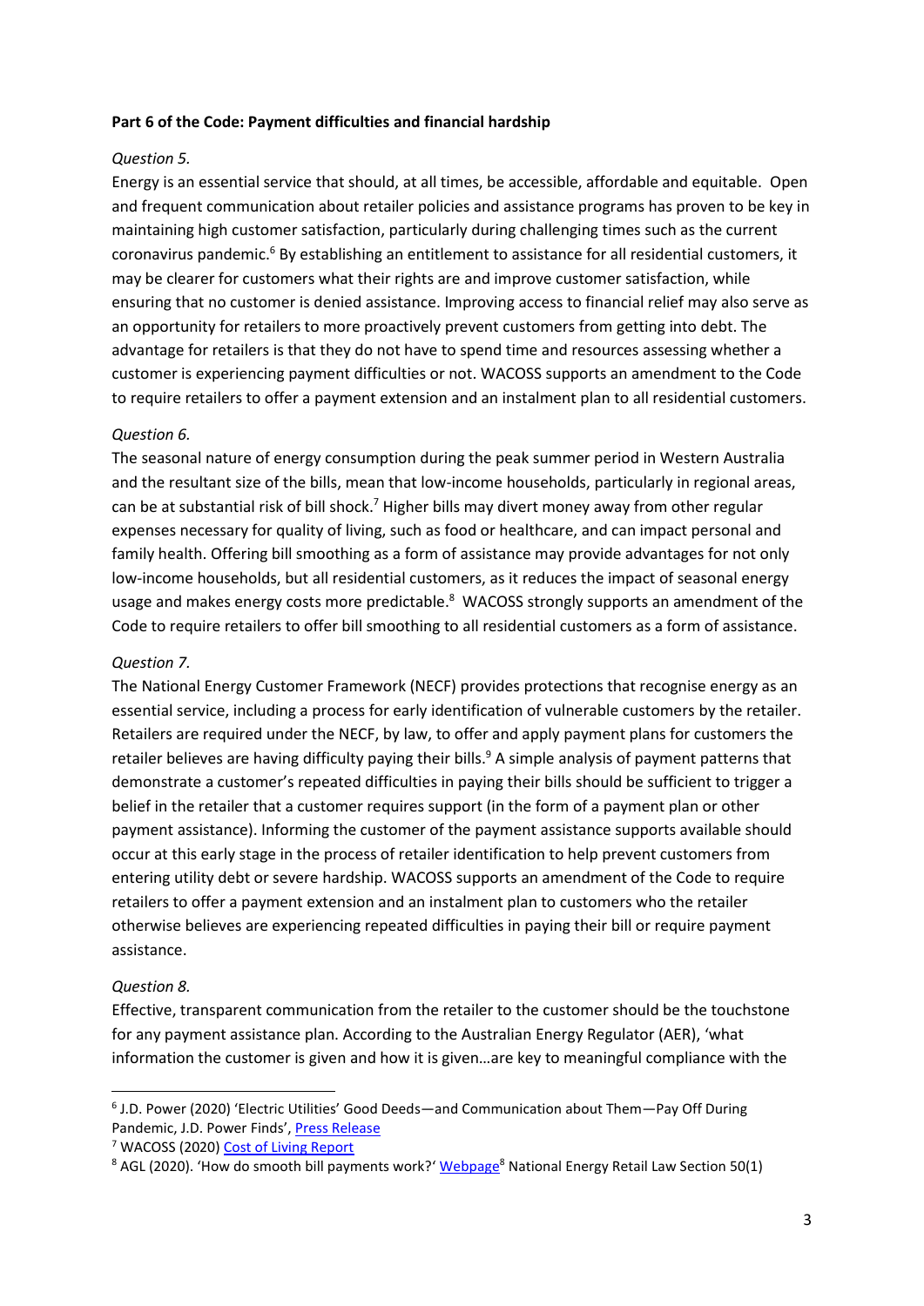**Part 6 of the Code: Payment difficulties and financial hardship**

*Question 5.*

Energy is an essential service that should, at all times, be accessible, affordable and equitable. Open and frequent communication about retailer policies and assistance programs has proven to be key in maintaining high customer satisfaction, particularly during challenging times such as the current coronavirus pandemic.[6] By establishing an entitlement to assistance for all residential customers, it may be clearer for customers what their rights are and improve customer satisfaction, while ensuring that no customer is denied assistance. Improving access to financial relief may also serve as an opportunity for retailers to more proactively prevent customers from getting into debt. The advantage for retailers is that they do not have to spend time and resources assessing whether a customer is experiencing payment difficulties or not. WACOSS supports an amendment to the Code to require retailers to offer a payment extension and an instalment plan to all residential customers.

*Question 6.*

The seasonal nature of energy consumption during the peak summer period in Western Australia and the resultant size of the bills, mean that low-income households, particularly in regional areas, can be at substantial risk of bill shock.[7] Higher bills may divert money away from other regular expenses necessary for quality of living, such as food or healthcare, and can impact personal and family health. Offering bill smoothing as a form of assistance may provide advantages for not only low-income households, but all residential customers, as it reduces the impact of seasonal energy usage and makes energy costs more predictable.[8] WACOSS strongly supports an amendment of the Code to require retailers to offer bill smoothing to all residential customers as a form of assistance.

*Question 7.*

The National Energy Customer Framework (NECF) provides protections that recognise energy as an essential service, including a process for early identification of vulnerable customers by the retailer. Retailers are required under the NECF, by law, to offer and apply payment plans for customers the retailer believes are having difficulty paying their bills.[9] A simple analysis of payment patterns that demonstrate a customer's repeated difficulties in paying their bills should be sufficient to trigger a belief in the retailer that a customer requires support (in the form of a payment plan or other payment assistance). Informing the customer of the payment assistance supports available should occur at this early stage in the process of retailer identification to help prevent customers from entering utility debt or severe hardship. WACOSS supports an amendment of the Code to require retailers to offer a payment extension and an instalment plan to customers who the retailer otherwise believes are experiencing repeated difficulties in paying their bill or require payment assistance.

*Question 8.*

Effective, transparent communication from the retailer to the customer should be the touchstone for any payment assistance plan. According to the Australian Energy Regulator (AER), 'what information the customer is given and how it is given…are key to meaningful compliance with the

---

[6] J.D. Power (2020) 'Electric Utilities' Good Deeds—and Communication about Them—Pay Off During Pandemic, J.D. Power Finds', Press Release

[7] WACOSS (2020) Cost of Living Report

[8] AGL (2020). 'How do smooth bill payments work?' Webpage[8] National Energy Retail Law Section 50(1)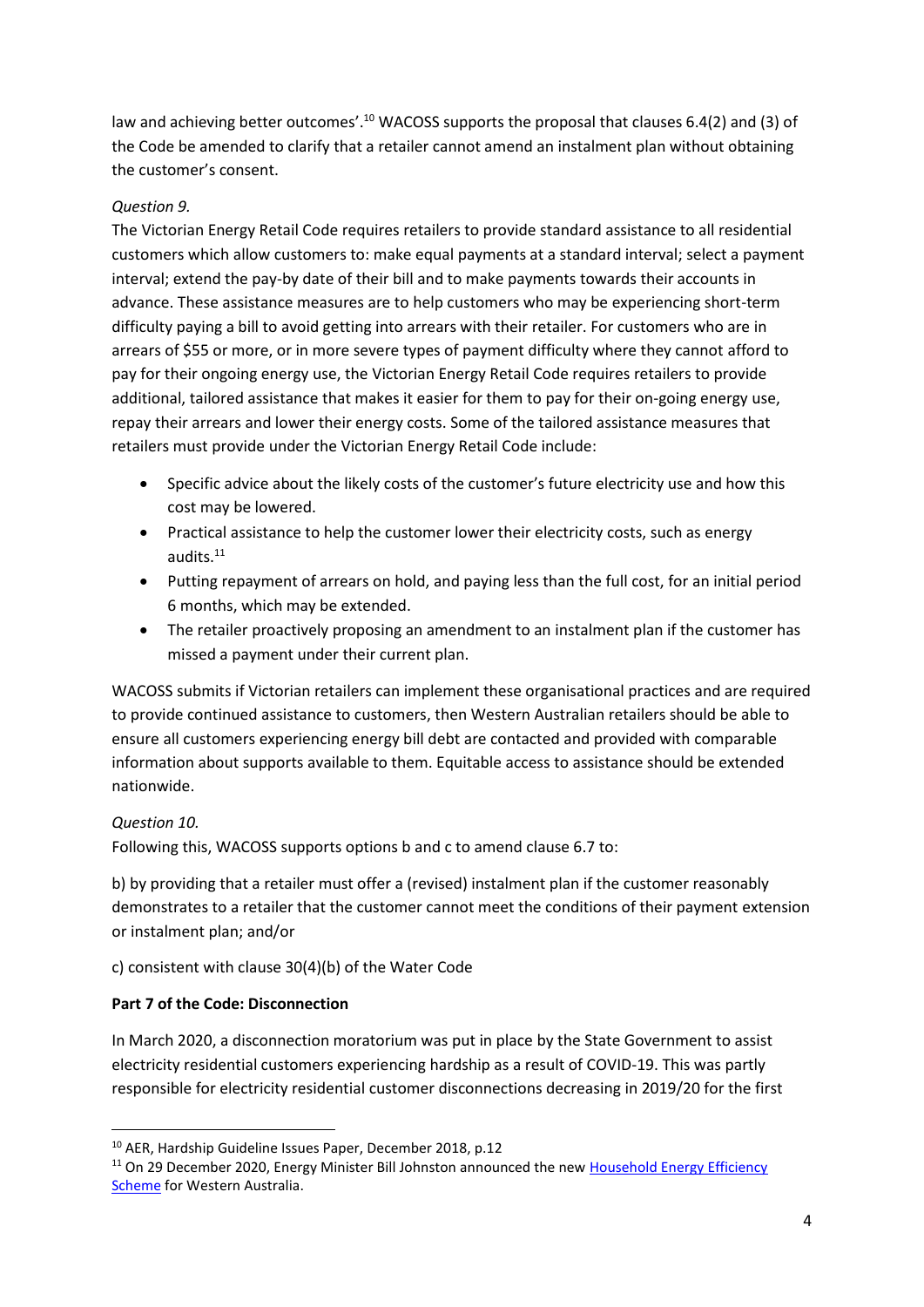law and achieving better outcomes'.[10] WACOSS supports the proposal that clauses 6.4(2) and (3) of the Code be amended to clarify that a retailer cannot amend an instalment plan without obtaining the customer's consent.

*Question 9.*

The Victorian Energy Retail Code requires retailers to provide standard assistance to all residential customers which allow customers to: make equal payments at a standard interval; select a payment interval; extend the pay-by date of their bill and to make payments towards their accounts in advance. These assistance measures are to help customers who may be experiencing short-term difficulty paying a bill to avoid getting into arrears with their retailer. For customers who are in arrears of $55 or more, or in more severe types of payment difficulty where they cannot afford to pay for their ongoing energy use, the Victorian Energy Retail Code requires retailers to provide additional, tailored assistance that makes it easier for them to pay for their on-going energy use, repay their arrears and lower their energy costs. Some of the tailored assistance measures that retailers must provide under the Victorian Energy Retail Code include:

- Specific advice about the likely costs of the customer's future electricity use and how this cost may be lowered.
- Practical assistance to help the customer lower their electricity costs, such as energy audits.[11]
- Putting repayment of arrears on hold, and paying less than the full cost, for an initial period 6 months, which may be extended.
- The retailer proactively proposing an amendment to an instalment plan if the customer has missed a payment under their current plan.

WACOSS submits if Victorian retailers can implement these organisational practices and are required to provide continued assistance to customers, then Western Australian retailers should be able to ensure all customers experiencing energy bill debt are contacted and provided with comparable information about supports available to them. Equitable access to assistance should be extended nationwide.

*Question 10.*

Following this, WACOSS supports options b and c to amend clause 6.7 to:

b) by providing that a retailer must offer a (revised) instalment plan if the customer reasonably demonstrates to a retailer that the customer cannot meet the conditions of their payment extension or instalment plan; and/or

c) consistent with clause 30(4)(b) of the Water Code

**Part 7 of the Code: Disconnection**

In March 2020, a disconnection moratorium was put in place by the State Government to assist electricity residential customers experiencing hardship as a result of COVID-19. This was partly responsible for electricity residential customer disconnections decreasing in 2019/20 for the first

---

[10] AER, Hardship Guideline Issues Paper, December 2018, p.12

[11] On 29 December 2020, Energy Minister Bill Johnston announced the new Household Energy Efficiency Scheme for Western Australia.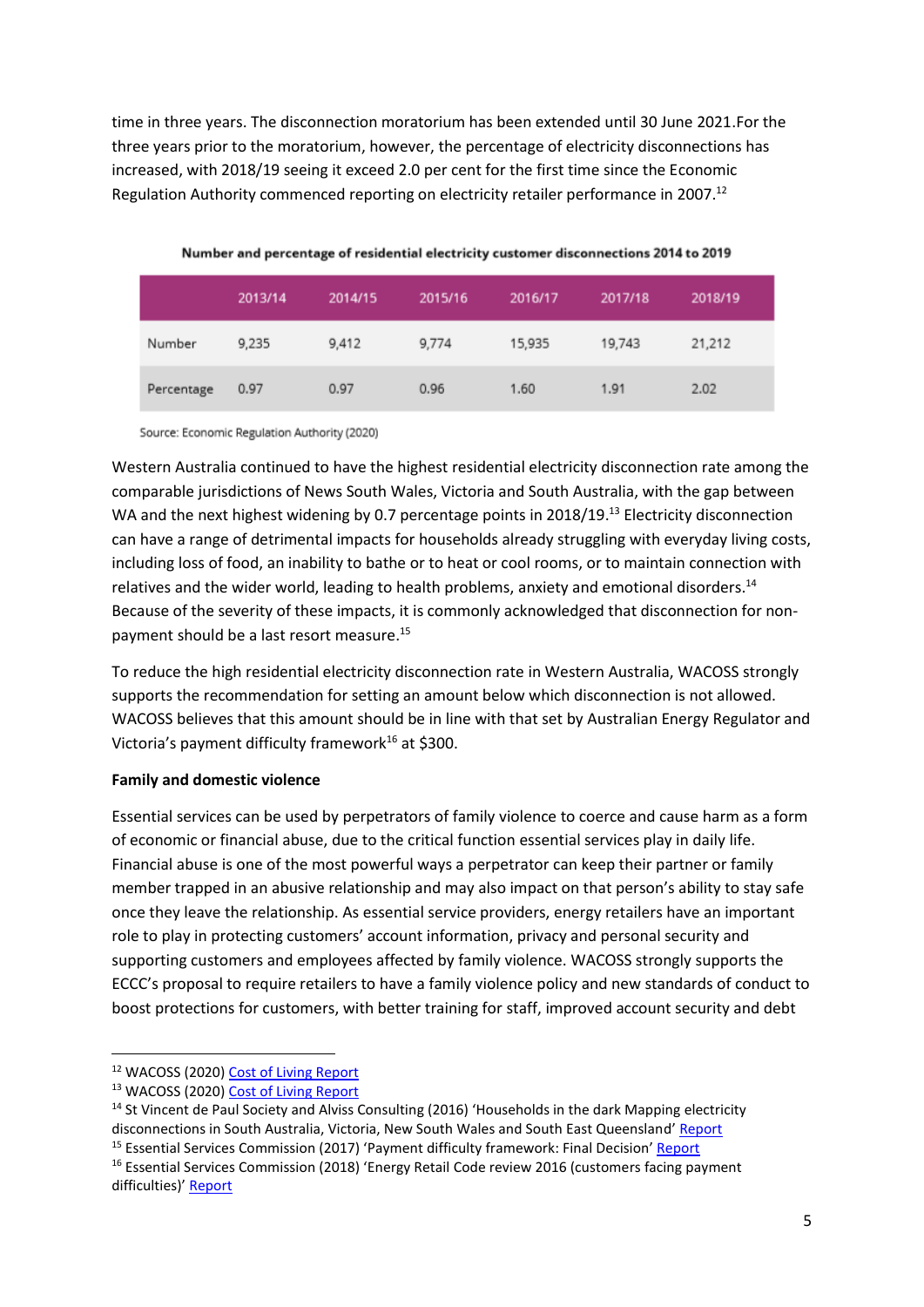time in three years. The disconnection moratorium has been extended until 30 June 2021.For the three years prior to the moratorium, however, the percentage of electricity disconnections has increased, with 2018/19 seeing it exceed 2.0 per cent for the first time since the Economic Regulation Authority commenced reporting on electricity retailer performance in 2007.[12]

**Number and percentage of residential electricity customer disconnections 2014 to 2019**

| | 2013/14 | 2014/15 | 2015/16 | 2016/17 | 2017/18 | 2018/19 |
|---|---|---|---|---|---|---|
| Number | 9,235 | 9,412 | 9,774 | 15,935 | 19,743 | 21,212 |
| Percentage | 0.97 | 0.97 | 0.96 | 1.60 | 1.91 | 2.02 |

Source: Economic Regulation Authority (2020)

Western Australia continued to have the highest residential electricity disconnection rate among the comparable jurisdictions of News South Wales, Victoria and South Australia, with the gap between WA and the next highest widening by 0.7 percentage points in 2018/19.[13] Electricity disconnection can have a range of detrimental impacts for households already struggling with everyday living costs, including loss of food, an inability to bathe or to heat or cool rooms, or to maintain connection with relatives and the wider world, leading to health problems, anxiety and emotional disorders.[14] Because of the severity of these impacts, it is commonly acknowledged that disconnection for non-payment should be a last resort measure.[15]

To reduce the high residential electricity disconnection rate in Western Australia, WACOSS strongly supports the recommendation for setting an amount below which disconnection is not allowed. WACOSS believes that this amount should be in line with that set by Australian Energy Regulator and Victoria's payment difficulty framework[16] at $300.

**Family and domestic violence**

Essential services can be used by perpetrators of family violence to coerce and cause harm as a form of economic or financial abuse, due to the critical function essential services play in daily life. Financial abuse is one of the most powerful ways a perpetrator can keep their partner or family member trapped in an abusive relationship and may also impact on that person's ability to stay safe once they leave the relationship. As essential service providers, energy retailers have an important role to play in protecting customers' account information, privacy and personal security and supporting customers and employees affected by family violence. WACOSS strongly supports the ECCC's proposal to require retailers to have a family violence policy and new standards of conduct to boost protections for customers, with better training for staff, improved account security and debt

---

[12] WACOSS (2020) Cost of Living Report

[13] WACOSS (2020) Cost of Living Report

[14] St Vincent de Paul Society and Alviss Consulting (2016) 'Households in the dark Mapping electricity disconnections in South Australia, Victoria, New South Wales and South East Queensland' Report

[15] Essential Services Commission (2017) 'Payment difficulty framework: Final Decision' Report

[16] Essential Services Commission (2018) 'Energy Retail Code review 2016 (customers facing payment difficulties)' Report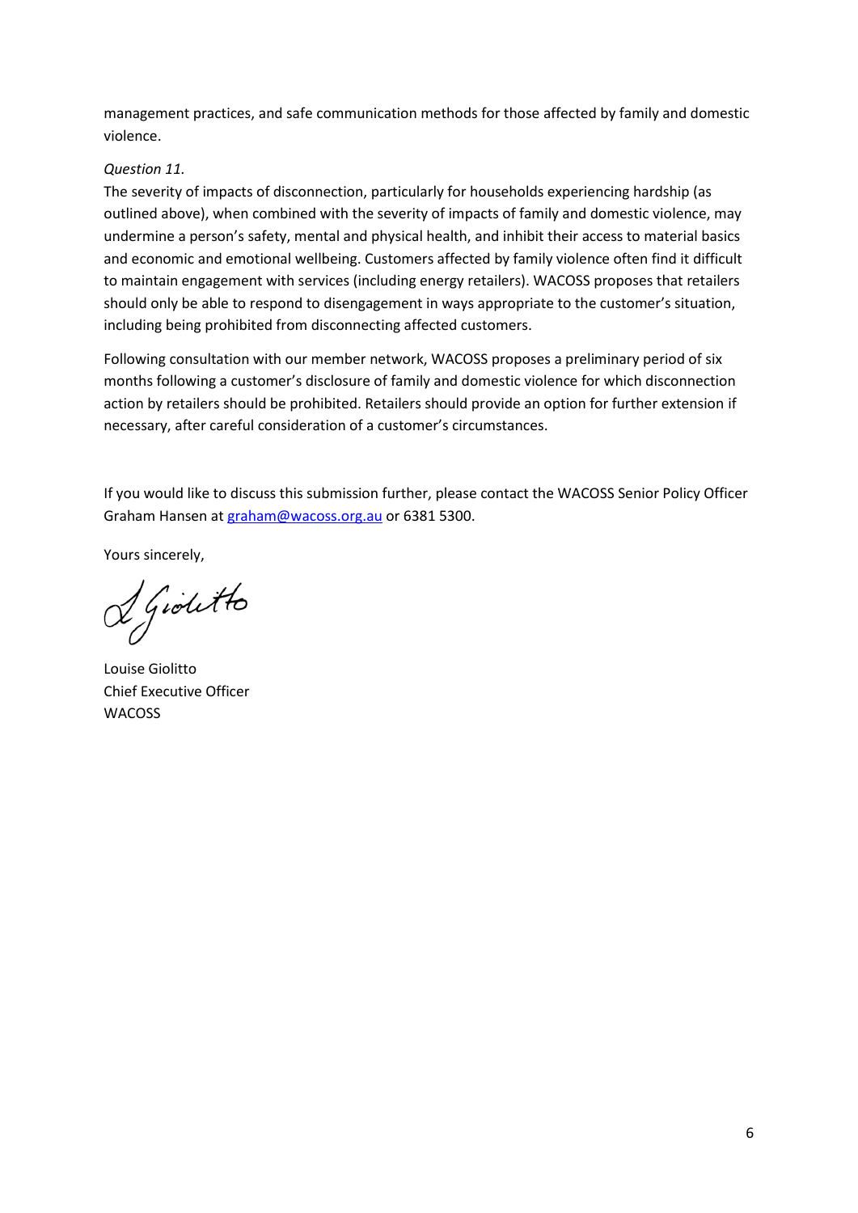management practices, and safe communication methods for those affected by family and domestic violence.

*Question 11.*

The severity of impacts of disconnection, particularly for households experiencing hardship (as outlined above), when combined with the severity of impacts of family and domestic violence, may undermine a person's safety, mental and physical health, and inhibit their access to material basics and economic and emotional wellbeing. Customers affected by family violence often find it difficult to maintain engagement with services (including energy retailers). WACOSS proposes that retailers should only be able to respond to disengagement in ways appropriate to the customer's situation, including being prohibited from disconnecting affected customers.

Following consultation with our member network, WACOSS proposes a preliminary period of six months following a customer's disclosure of family and domestic violence for which disconnection action by retailers should be prohibited. Retailers should provide an option for further extension if necessary, after careful consideration of a customer's circumstances.

If you would like to discuss this submission further, please contact the WACOSS Senior Policy Officer Graham Hansen at [graham@wacoss.org.au](mailto:graham@wacoss.org.au) or 6381 5300.

Yours sincerely,

L Giolitto

Louise Giolitto
Chief Executive Officer
WACOSS